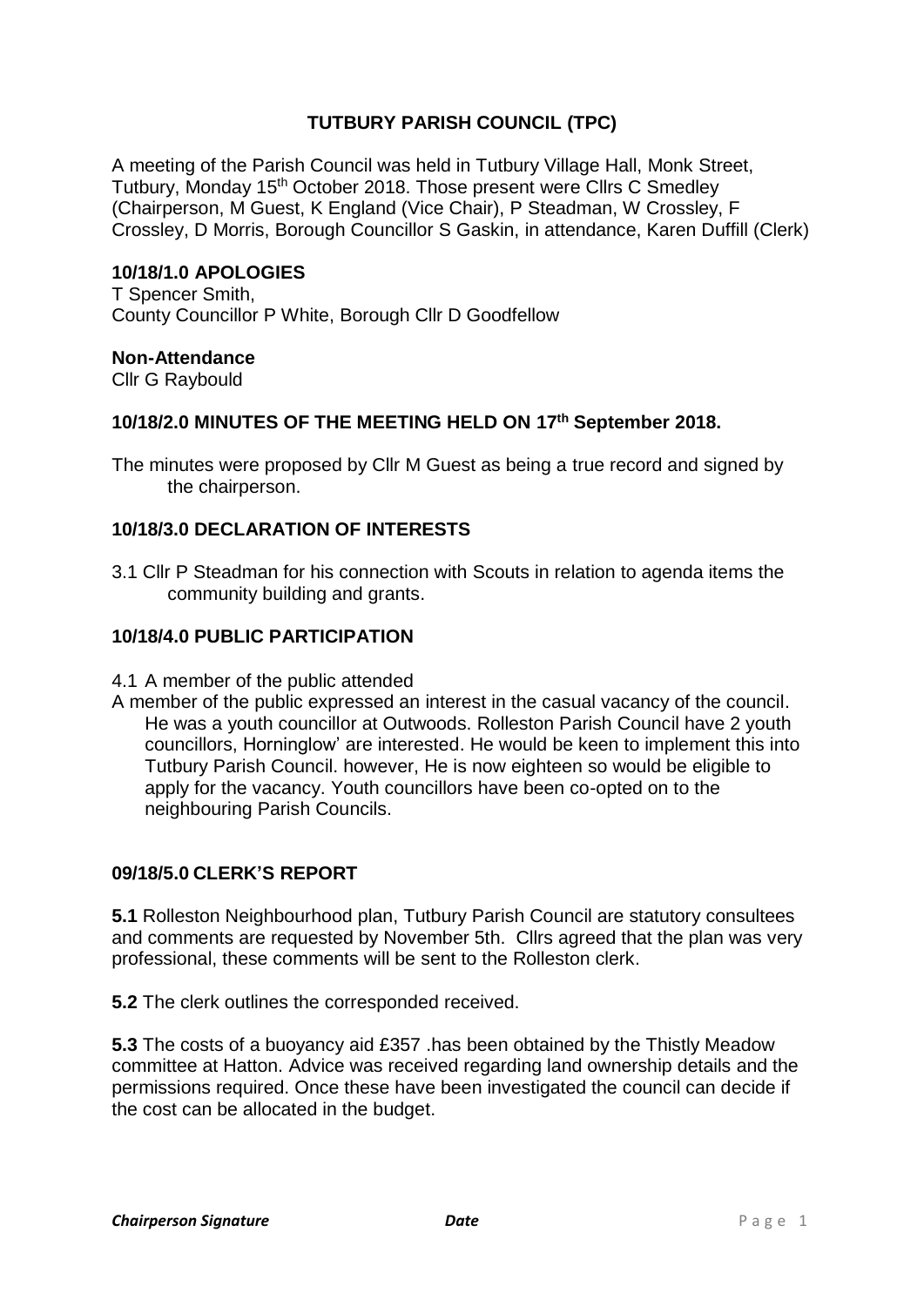# TUTBURY PARISH COUNCIL (TPC)

A meeting of the Parish Council was held in Tutbury Village Hall, Monk Street, Tutbury, Monday 15th October 2018. Those present were Cllrs C Smedley (Chairperson, M Guest, K England (Vice Chair), P Steadman, W Crossley, F Crossley, D Morris, Borough Councillor S Gaskin, in attendance, Karen Duffill (Clerk)

## 10/18/1.0 APOLOGIES

T Spencer Smith,
County Councillor P White, Borough Cllr D Goodfellow

### Non-Attendance

Cllr G Raybould

## 10/18/2.0 MINUTES OF THE MEETING HELD ON 17th September 2018.

The minutes were proposed by Cllr M Guest as being a true record and signed by the chairperson.

## 10/18/3.0 DECLARATION OF INTERESTS

3.1 Cllr P Steadman for his connection with Scouts in relation to agenda items the community building and grants.

## 10/18/4.0 PUBLIC PARTICIPATION

4.1 A member of the public attended

A member of the public expressed an interest in the casual vacancy of the council. He was a youth councillor at Outwoods. Rolleston Parish Council have 2 youth councillors, Horninglow' are interested. He would be keen to implement this into Tutbury Parish Council. however, He is now eighteen so would be eligible to apply for the vacancy. Youth councillors have been co-opted on to the neighbouring Parish Councils.

## 09/18/5.0 CLERK'S REPORT

**5.1** Rolleston Neighbourhood plan, Tutbury Parish Council are statutory consultees and comments are requested by November 5th. Cllrs agreed that the plan was very professional, these comments will be sent to the Rolleston clerk.

**5.2** The clerk outlines the corresponded received.

**5.3** The costs of a buoyancy aid £357 .has been obtained by the Thistly Meadow committee at Hatton. Advice was received regarding land ownership details and the permissions required. Once these have been investigated the council can decide if the cost can be allocated in the budget.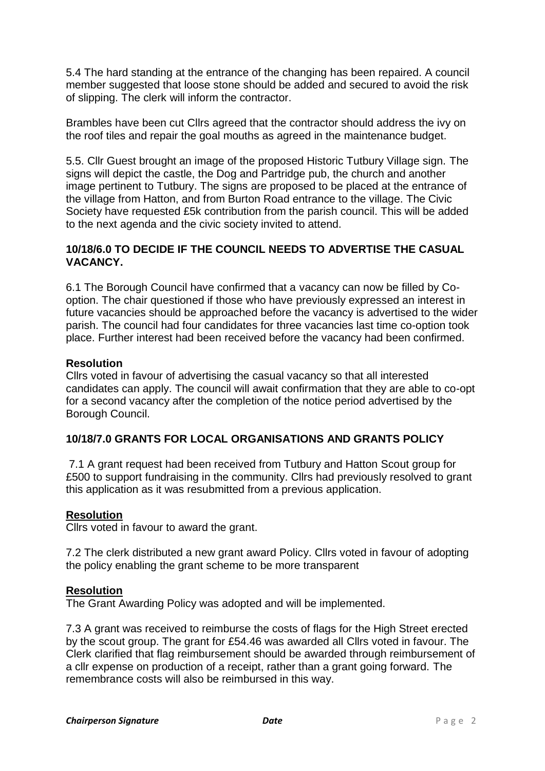5.4 The hard standing at the entrance of the changing has been repaired. A council member suggested that loose stone should be added and secured to avoid the risk of slipping. The clerk will inform the contractor.

Brambles have been cut Cllrs agreed that the contractor should address the ivy on the roof tiles and repair the goal mouths as agreed in the maintenance budget.

5.5. Cllr Guest brought an image of the proposed Historic Tutbury Village sign. The signs will depict the castle, the Dog and Partridge pub, the church and another image pertinent to Tutbury. The signs are proposed to be placed at the entrance of the village from Hatton, and from Burton Road entrance to the village. The Civic Society have requested £5k contribution from the parish council. This will be added to the next agenda and the civic society invited to attend.

**10/18/6.0 TO DECIDE IF THE COUNCIL NEEDS TO ADVERTISE THE CASUAL VACANCY.**

6.1 The Borough Council have confirmed that a vacancy can now be filled by Co-option. The chair questioned if those who have previously expressed an interest in future vacancies should be approached before the vacancy is advertised to the wider parish. The council had four candidates for three vacancies last time co-option took place. Further interest had been received before the vacancy had been confirmed.

**Resolution**
Cllrs voted in favour of advertising the casual vacancy so that all interested candidates can apply. The council will await confirmation that they are able to co-opt for a second vacancy after the completion of the notice period advertised by the Borough Council.

**10/18/7.0 GRANTS FOR LOCAL ORGANISATIONS AND GRANTS POLICY**

7.1 A grant request had been received from Tutbury and Hatton Scout group for £500 to support fundraising in the community. Cllrs had previously resolved to grant this application as it was resubmitted from a previous application.

**Resolution**
Cllrs voted in favour to award the grant.

7.2 The clerk distributed a new grant award Policy. Cllrs voted in favour of adopting the policy enabling the grant scheme to be more transparent

**Resolution**
The Grant Awarding Policy was adopted and will be implemented.

7.3 A grant was received to reimburse the costs of flags for the High Street erected by the scout group. The grant for £54.46 was awarded all Cllrs voted in favour. The Clerk clarified that flag reimbursement should be awarded through reimbursement of a cllr expense on production of a receipt, rather than a grant going forward. The remembrance costs will also be reimbursed in this way.

***Chairperson Signature*** ***Date***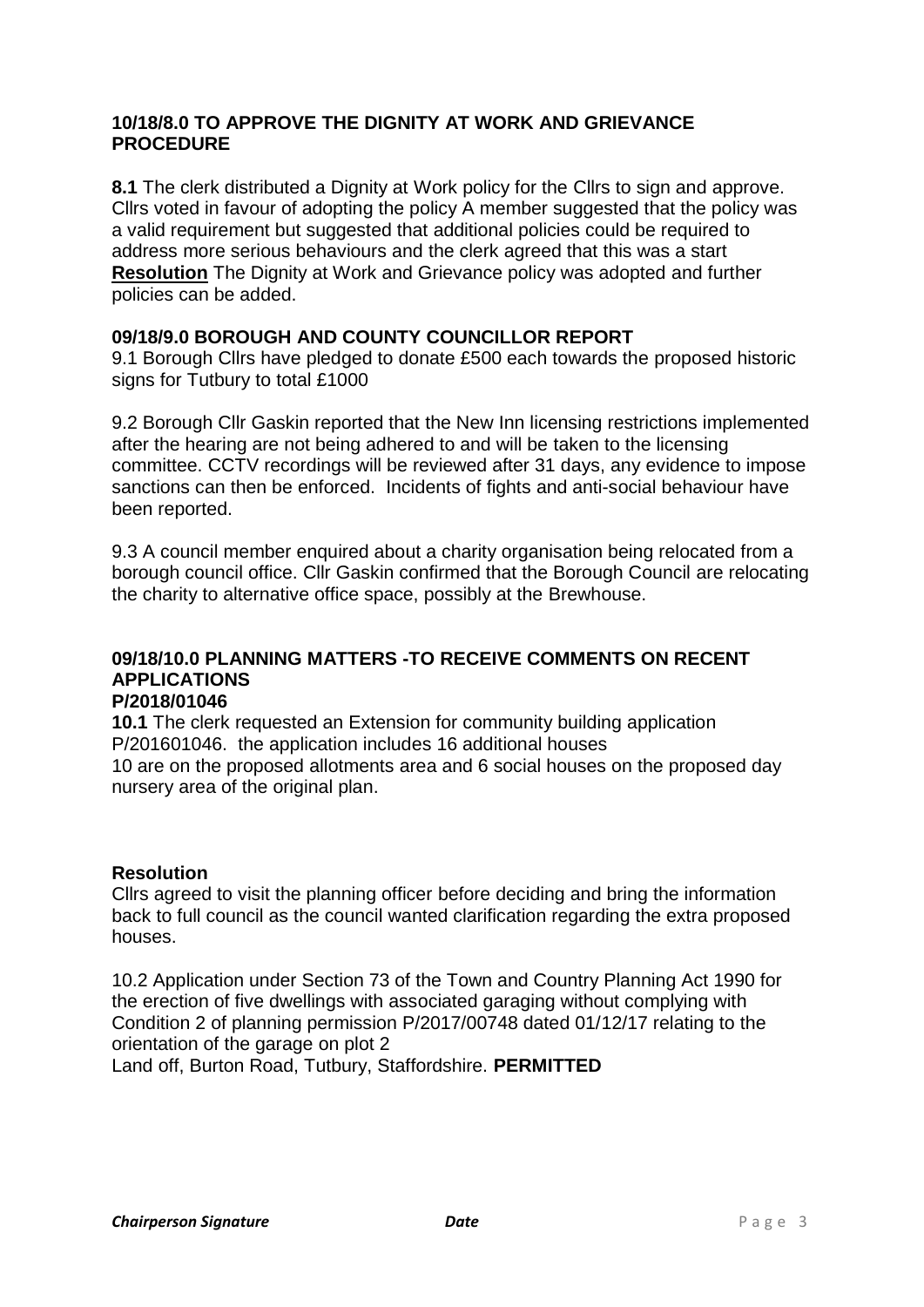### 10/18/8.0 TO APPROVE THE DIGNITY AT WORK AND GRIEVANCE PROCEDURE

**8.1** The clerk distributed a Dignity at Work policy for the Cllrs to sign and approve. Cllrs voted in favour of adopting the policy A member suggested that the policy was a valid requirement but suggested that additional policies could be required to address more serious behaviours and the clerk agreed that this was a start **Resolution** The Dignity at Work and Grievance policy was adopted and further policies can be added.

### 09/18/9.0 BOROUGH AND COUNTY COUNCILLOR REPORT

9.1 Borough Cllrs have pledged to donate £500 each towards the proposed historic signs for Tutbury to total £1000

9.2 Borough Cllr Gaskin reported that the New Inn licensing restrictions implemented after the hearing are not being adhered to and will be taken to the licensing committee. CCTV recordings will be reviewed after 31 days, any evidence to impose sanctions can then be enforced. Incidents of fights and anti-social behaviour have been reported.

9.3 A council member enquired about a charity organisation being relocated from a borough council office. Cllr Gaskin confirmed that the Borough Council are relocating the charity to alternative office space, possibly at the Brewhouse.

### 09/18/10.0 PLANNING MATTERS -TO RECEIVE COMMENTS ON RECENT APPLICATIONS

**P/2018/01046**

**10.1** The clerk requested an Extension for community building application P/201601046. the application includes 16 additional houses
10 are on the proposed allotments area and 6 social houses on the proposed day nursery area of the original plan.

**Resolution**

Cllrs agreed to visit the planning officer before deciding and bring the information back to full council as the council wanted clarification regarding the extra proposed houses.

10.2 Application under Section 73 of the Town and Country Planning Act 1990 for the erection of five dwellings with associated garaging without complying with Condition 2 of planning permission P/2017/00748 dated 01/12/17 relating to the orientation of the garage on plot 2
Land off, Burton Road, Tutbury, Staffordshire. **PERMITTED**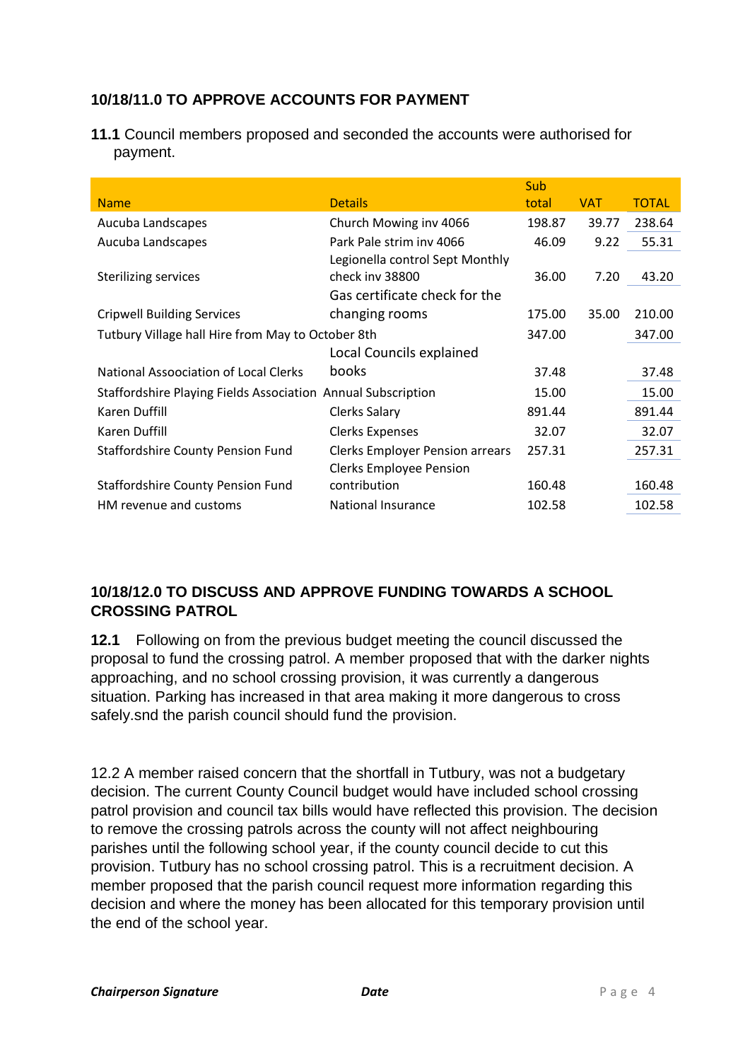### 10/18/11.0 TO APPROVE ACCOUNTS FOR PAYMENT

**11.1** Council members proposed and seconded the accounts were authorised for payment.

| Name | Details | Sub total | VAT | TOTAL |
|---|---|---|---|---|
| Aucuba Landscapes | Church Mowing inv 4066 | 198.87 | 39.77 | 238.64 |
| Aucuba Landscapes | Park Pale strim inv 4066 | 46.09 | 9.22 | 55.31 |
| Sterilizing services | Legionella control Sept Monthly check inv 38800 | 36.00 | 7.20 | 43.20 |
| Cripwell Building Services | Gas certificate check for the changing rooms | 175.00 | 35.00 | 210.00 |
| Tutbury Village hall Hire from May to October 8th | | 347.00 | | 347.00 |
| National Assoociation of Local Clerks | Local Councils explained books | 37.48 | | 37.48 |
| Staffordshire Playing Fields Association | Annual Subscription | 15.00 | | 15.00 |
| Karen Duffill | Clerks Salary | 891.44 | | 891.44 |
| Karen Duffill | Clerks Expenses | 32.07 | | 32.07 |
| Staffordshire County Pension Fund | Clerks Employer Pension arrears | 257.31 | | 257.31 |
| Staffordshire County Pension Fund | Clerks Employee Pension contribution | 160.48 | | 160.48 |
| HM revenue and customs | National Insurance | 102.58 | | 102.58 |

### 10/18/12.0 TO DISCUSS AND APPROVE FUNDING TOWARDS A SCHOOL CROSSING PATROL

**12.1** Following on from the previous budget meeting the council discussed the proposal to fund the crossing patrol. A member proposed that with the darker nights approaching, and no school crossing provision, it was currently a dangerous situation. Parking has increased in that area making it more dangerous to cross safely.snd the parish council should fund the provision.

12.2 A member raised concern that the shortfall in Tutbury, was not a budgetary decision. The current County Council budget would have included school crossing patrol provision and council tax bills would have reflected this provision. The decision to remove the crossing patrols across the county will not affect neighbouring parishes until the following school year, if the county council decide to cut this provision. Tutbury has no school crossing patrol. This is a recruitment decision. A member proposed that the parish council request more information regarding this decision and where the money has been allocated for this temporary provision until the end of the school year.

***Chairperson Signature*** ***Date***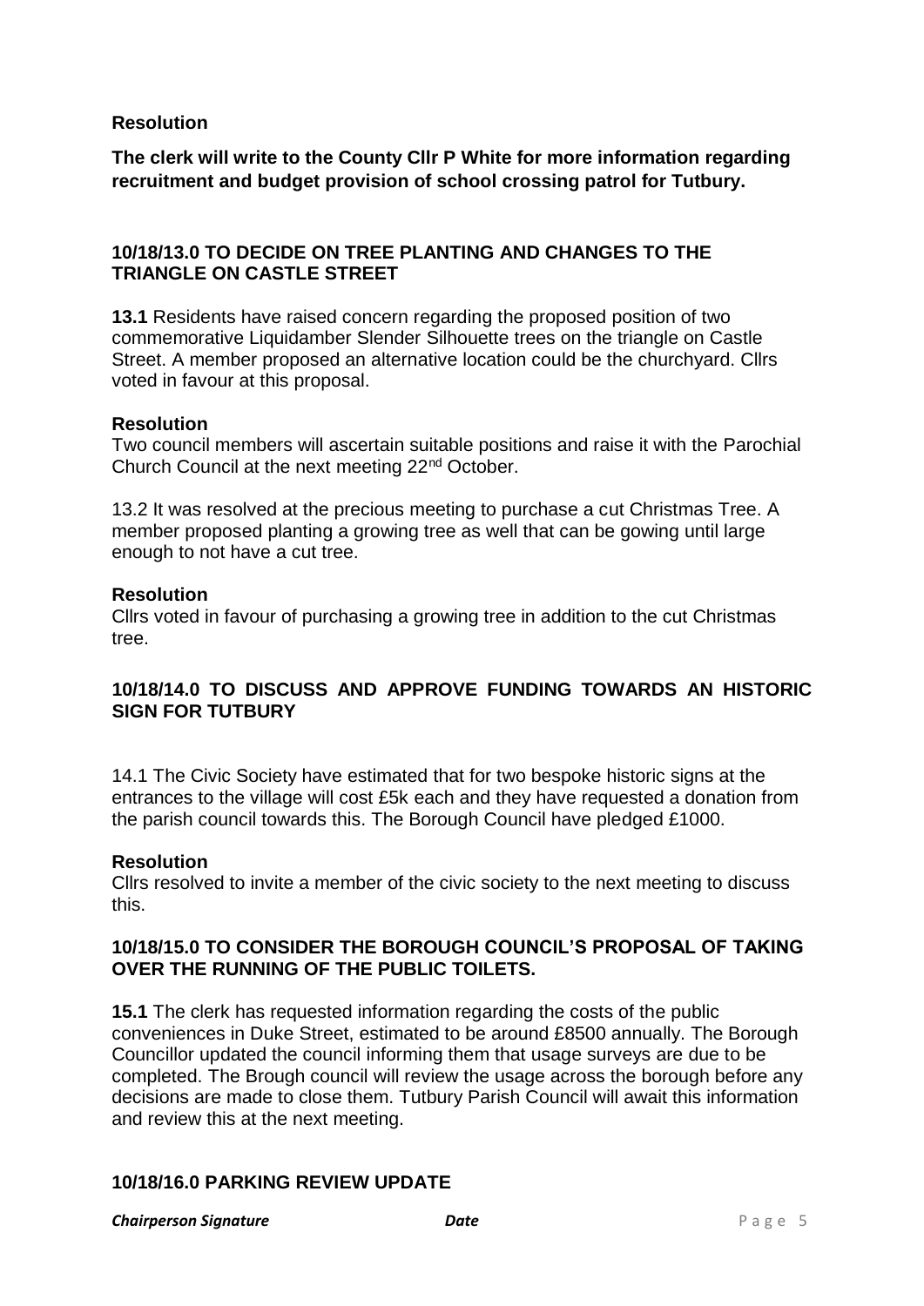**Resolution**

**The clerk will write to the County Cllr P White for more information regarding recruitment and budget provision of school crossing patrol for Tutbury.**

**10/18/13.0 TO DECIDE ON TREE PLANTING AND CHANGES TO THE TRIANGLE ON CASTLE STREET**

**13.1** Residents have raised concern regarding the proposed position of two commemorative Liquidamber Slender Silhouette trees on the triangle on Castle Street. A member proposed an alternative location could be the churchyard. Cllrs voted in favour at this proposal.

**Resolution**

Two council members will ascertain suitable positions and raise it with the Parochial Church Council at the next meeting 22nd October.

13.2 It was resolved at the precious meeting to purchase a cut Christmas Tree. A member proposed planting a growing tree as well that can be gowing until large enough to not have a cut tree.

**Resolution**

Cllrs voted in favour of purchasing a growing tree in addition to the cut Christmas tree.

**10/18/14.0 TO DISCUSS AND APPROVE FUNDING TOWARDS AN HISTORIC SIGN FOR TUTBURY**

14.1 The Civic Society have estimated that for two bespoke historic signs at the entrances to the village will cost £5k each and they have requested a donation from the parish council towards this. The Borough Council have pledged £1000.

**Resolution**

Cllrs resolved to invite a member of the civic society to the next meeting to discuss this.

**10/18/15.0 TO CONSIDER THE BOROUGH COUNCIL'S PROPOSAL OF TAKING OVER THE RUNNING OF THE PUBLIC TOILETS.**

**15.1** The clerk has requested information regarding the costs of the public conveniences in Duke Street, estimated to be around £8500 annually. The Borough Councillor updated the council informing them that usage surveys are due to be completed. The Brough council will review the usage across the borough before any decisions are made to close them. Tutbury Parish Council will await this information and review this at the next meeting.

**10/18/16.0 PARKING REVIEW UPDATE**

***Chairperson Signature*** ***Date***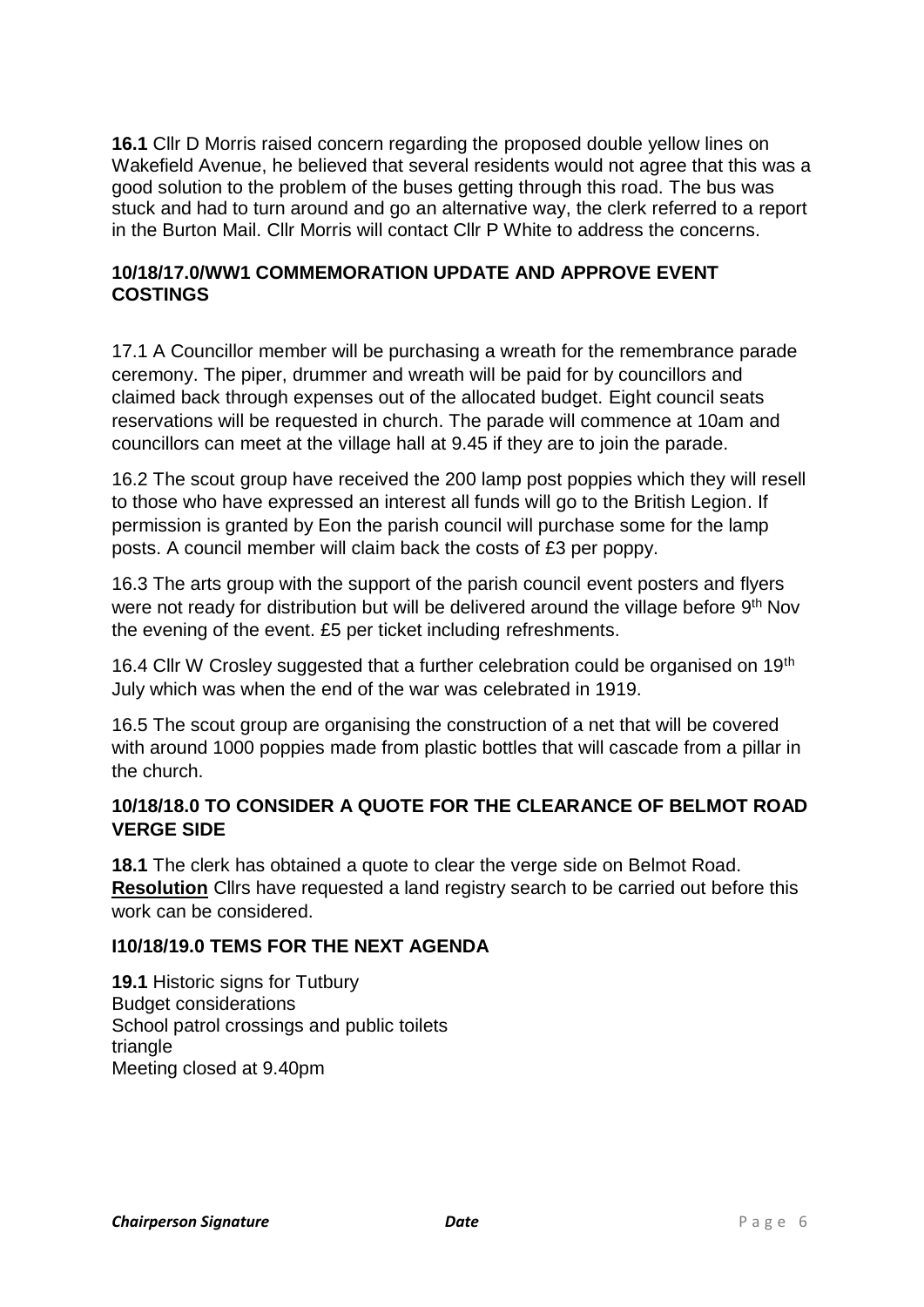**16.1** Cllr D Morris raised concern regarding the proposed double yellow lines on Wakefield Avenue, he believed that several residents would not agree that this was a good solution to the problem of the buses getting through this road. The bus was stuck and had to turn around and go an alternative way, the clerk referred to a report in the Burton Mail. Cllr Morris will contact Cllr P White to address the concerns.

## 10/18/17.0/WW1 COMMEMORATION UPDATE AND APPROVE EVENT COSTINGS

17.1 A Councillor member will be purchasing a wreath for the remembrance parade ceremony. The piper, drummer and wreath will be paid for by councillors and claimed back through expenses out of the allocated budget. Eight council seats reservations will be requested in church. The parade will commence at 10am and councillors can meet at the village hall at 9.45 if they are to join the parade.

16.2 The scout group have received the 200 lamp post poppies which they will resell to those who have expressed an interest all funds will go to the British Legion. If permission is granted by Eon the parish council will purchase some for the lamp posts. A council member will claim back the costs of £3 per poppy.

16.3 The arts group with the support of the parish council event posters and flyers were not ready for distribution but will be delivered around the village before 9th Nov the evening of the event. £5 per ticket including refreshments.

16.4 Cllr W Crosley suggested that a further celebration could be organised on 19th July which was when the end of the war was celebrated in 1919.

16.5 The scout group are organising the construction of a net that will be covered with around 1000 poppies made from plastic bottles that will cascade from a pillar in the church.

## 10/18/18.0 TO CONSIDER A QUOTE FOR THE CLEARANCE OF BELMOT ROAD VERGE SIDE

**18.1** The clerk has obtained a quote to clear the verge side on Belmot Road. **Resolution** Cllrs have requested a land registry search to be carried out before this work can be considered.

## I10/18/19.0 TEMS FOR THE NEXT AGENDA

**19.1** Historic signs for Tutbury
Budget considerations
School patrol crossings and public toilets
triangle
Meeting closed at 9.40pm

***Chairperson Signature*** ***Date***